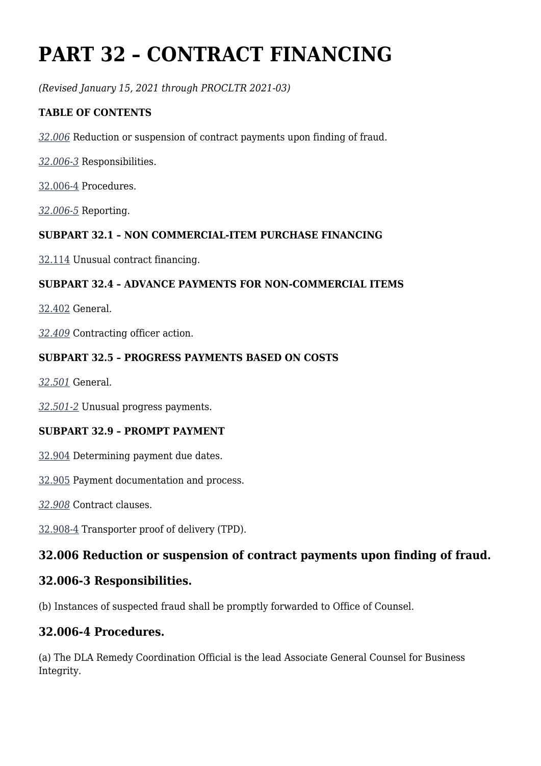# PART 32 – CONTRACT FINANCING

*(Revised January 15, 2021 through PROCLTR 2021-03)*

**TABLE OF CONTENTS**

*32.006* Reduction or suspension of contract payments upon finding of fraud.

*32.006-3* Responsibilities.

32.006-4 Procedures.

*32.006-5* Reporting.

**SUBPART 32.1 – NON COMMERCIAL-ITEM PURCHASE FINANCING**

32.114 Unusual contract financing.

**SUBPART 32.4 – ADVANCE PAYMENTS FOR NON-COMMERCIAL ITEMS**

32.402 General.

*32.409* Contracting officer action.

**SUBPART 32.5 – PROGRESS PAYMENTS BASED ON COSTS**

*32.501* General.

*32.501-2* Unusual progress payments.

**SUBPART 32.9 – PROMPT PAYMENT**

32.904 Determining payment due dates.

32.905 Payment documentation and process.

*32.908* Contract clauses.

32.908-4 Transporter proof of delivery (TPD).

## 32.006 Reduction or suspension of contract payments upon finding of fraud.

## 32.006-3 Responsibilities.

(b) Instances of suspected fraud shall be promptly forwarded to Office of Counsel.

## 32.006-4 Procedures.

(a) The DLA Remedy Coordination Official is the lead Associate General Counsel for Business Integrity.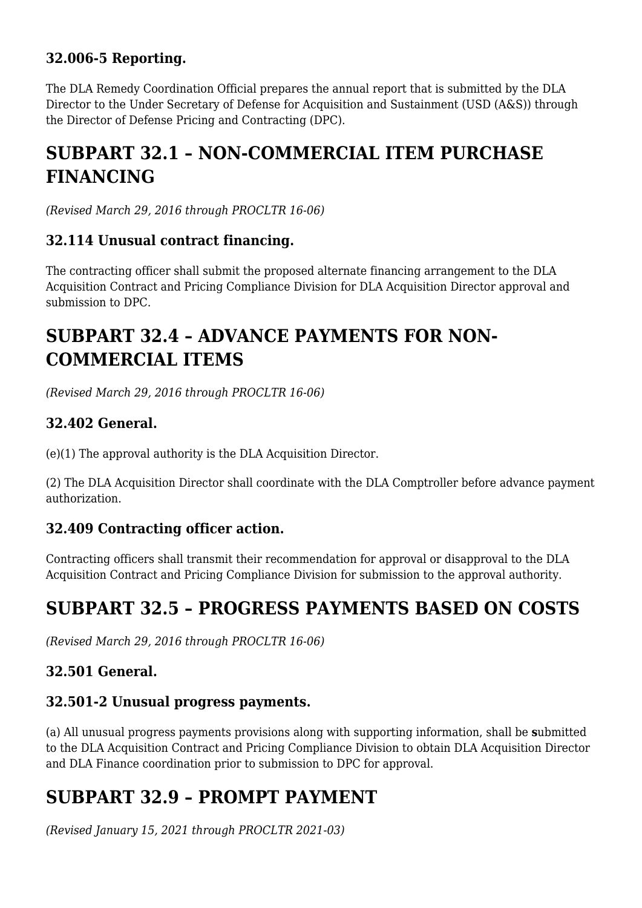### 32.006-5 Reporting.

The DLA Remedy Coordination Official prepares the annual report that is submitted by the DLA Director to the Under Secretary of Defense for Acquisition and Sustainment (USD (A&S)) through the Director of Defense Pricing and Contracting (DPC).

## SUBPART 32.1 – NON-COMMERCIAL ITEM PURCHASE FINANCING

*(Revised March 29, 2016 through PROCLTR 16-06)*

### 32.114 Unusual contract financing.

The contracting officer shall submit the proposed alternate financing arrangement to the DLA Acquisition Contract and Pricing Compliance Division for DLA Acquisition Director approval and submission to DPC.

## SUBPART 32.4 – ADVANCE PAYMENTS FOR NON-COMMERCIAL ITEMS

*(Revised March 29, 2016 through PROCLTR 16-06)*

### 32.402 General.

(e)(1) The approval authority is the DLA Acquisition Director.

(2) The DLA Acquisition Director shall coordinate with the DLA Comptroller before advance payment authorization.

### 32.409 Contracting officer action.

Contracting officers shall transmit their recommendation for approval or disapproval to the DLA Acquisition Contract and Pricing Compliance Division for submission to the approval authority.

## SUBPART 32.5 – PROGRESS PAYMENTS BASED ON COSTS

*(Revised March 29, 2016 through PROCLTR 16-06)*

### 32.501 General.

### 32.501-2 Unusual progress payments.

(a) All unusual progress payments provisions along with supporting information, shall be **s**ubmitted to the DLA Acquisition Contract and Pricing Compliance Division to obtain DLA Acquisition Director and DLA Finance coordination prior to submission to DPC for approval.

## SUBPART 32.9 – PROMPT PAYMENT

*(Revised January 15, 2021 through PROCLTR 2021-03)*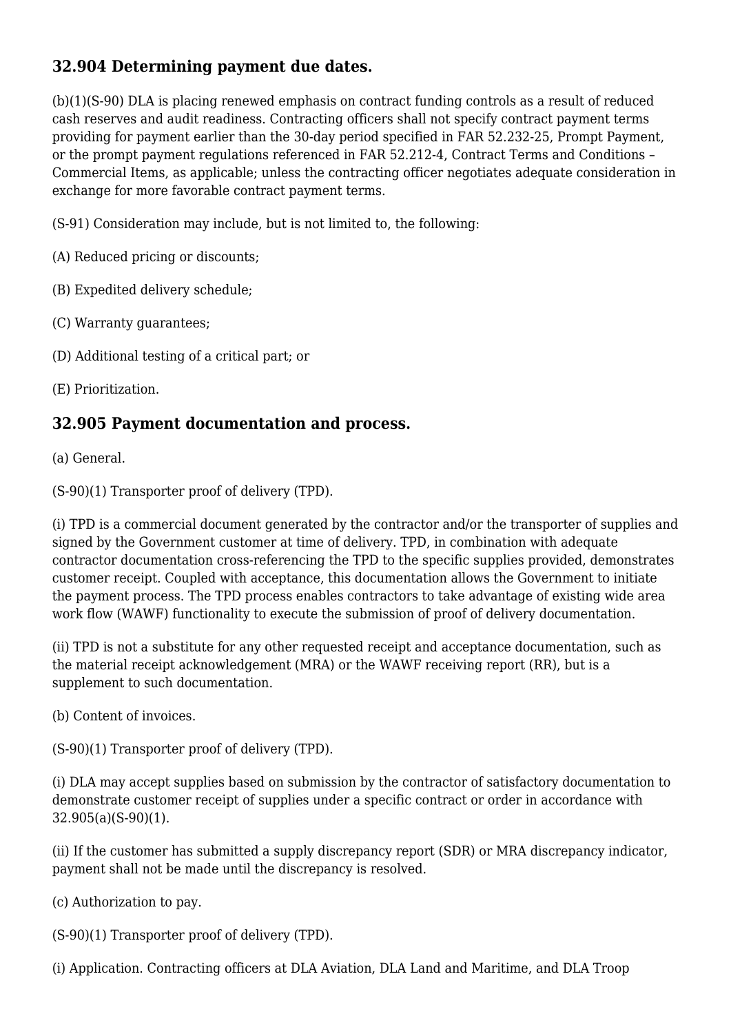## 32.904 Determining payment due dates.

(b)(1)(S-90) DLA is placing renewed emphasis on contract funding controls as a result of reduced cash reserves and audit readiness. Contracting officers shall not specify contract payment terms providing for payment earlier than the 30-day period specified in FAR 52.232-25, Prompt Payment, or the prompt payment regulations referenced in FAR 52.212-4, Contract Terms and Conditions – Commercial Items, as applicable; unless the contracting officer negotiates adequate consideration in exchange for more favorable contract payment terms.

(S-91) Consideration may include, but is not limited to, the following:

(A) Reduced pricing or discounts;

(B) Expedited delivery schedule;

(C) Warranty guarantees;

(D) Additional testing of a critical part; or

(E) Prioritization.

## 32.905 Payment documentation and process.

(a) General.

(S-90)(1) Transporter proof of delivery (TPD).

(i) TPD is a commercial document generated by the contractor and/or the transporter of supplies and signed by the Government customer at time of delivery. TPD, in combination with adequate contractor documentation cross-referencing the TPD to the specific supplies provided, demonstrates customer receipt. Coupled with acceptance, this documentation allows the Government to initiate the payment process. The TPD process enables contractors to take advantage of existing wide area work flow (WAWF) functionality to execute the submission of proof of delivery documentation.

(ii) TPD is not a substitute for any other requested receipt and acceptance documentation, such as the material receipt acknowledgement (MRA) or the WAWF receiving report (RR), but is a supplement to such documentation.

(b) Content of invoices.

(S-90)(1) Transporter proof of delivery (TPD).

(i) DLA may accept supplies based on submission by the contractor of satisfactory documentation to demonstrate customer receipt of supplies under a specific contract or order in accordance with 32.905(a)(S-90)(1).

(ii) If the customer has submitted a supply discrepancy report (SDR) or MRA discrepancy indicator, payment shall not be made until the discrepancy is resolved.

(c) Authorization to pay.

(S-90)(1) Transporter proof of delivery (TPD).

(i) Application. Contracting officers at DLA Aviation, DLA Land and Maritime, and DLA Troop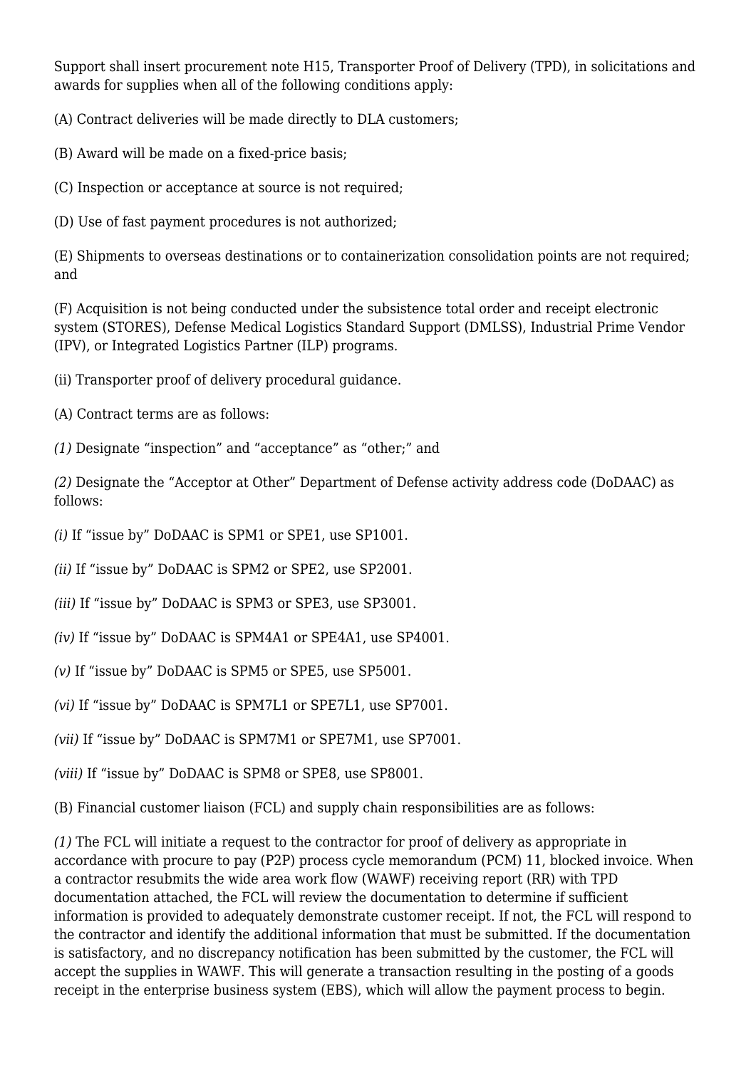Support shall insert procurement note H15, Transporter Proof of Delivery (TPD), in solicitations and awards for supplies when all of the following conditions apply:

(A) Contract deliveries will be made directly to DLA customers;

(B) Award will be made on a fixed-price basis;

(C) Inspection or acceptance at source is not required;

(D) Use of fast payment procedures is not authorized;

(E) Shipments to overseas destinations or to containerization consolidation points are not required; and

(F) Acquisition is not being conducted under the subsistence total order and receipt electronic system (STORES), Defense Medical Logistics Standard Support (DMLSS), Industrial Prime Vendor (IPV), or Integrated Logistics Partner (ILP) programs.

(ii) Transporter proof of delivery procedural guidance.

(A) Contract terms are as follows:

*(1)* Designate "inspection" and "acceptance" as "other;" and

*(2)* Designate the "Acceptor at Other" Department of Defense activity address code (DoDAAC) as follows:

*(i)* If "issue by" DoDAAC is SPM1 or SPE1, use SP1001.

*(ii)* If "issue by" DoDAAC is SPM2 or SPE2, use SP2001.

*(iii)* If "issue by" DoDAAC is SPM3 or SPE3, use SP3001.

*(iv)* If "issue by" DoDAAC is SPM4A1 or SPE4A1, use SP4001.

*(v)* If "issue by" DoDAAC is SPM5 or SPE5, use SP5001.

*(vi)* If "issue by" DoDAAC is SPM7L1 or SPE7L1, use SP7001.

*(vii)* If "issue by" DoDAAC is SPM7M1 or SPE7M1, use SP7001.

*(viii)* If "issue by" DoDAAC is SPM8 or SPE8, use SP8001.

(B) Financial customer liaison (FCL) and supply chain responsibilities are as follows:

*(1)* The FCL will initiate a request to the contractor for proof of delivery as appropriate in accordance with procure to pay (P2P) process cycle memorandum (PCM) 11, blocked invoice. When a contractor resubmits the wide area work flow (WAWF) receiving report (RR) with TPD documentation attached, the FCL will review the documentation to determine if sufficient information is provided to adequately demonstrate customer receipt. If not, the FCL will respond to the contractor and identify the additional information that must be submitted. If the documentation is satisfactory, and no discrepancy notification has been submitted by the customer, the FCL will accept the supplies in WAWF. This will generate a transaction resulting in the posting of a goods receipt in the enterprise business system (EBS), which will allow the payment process to begin.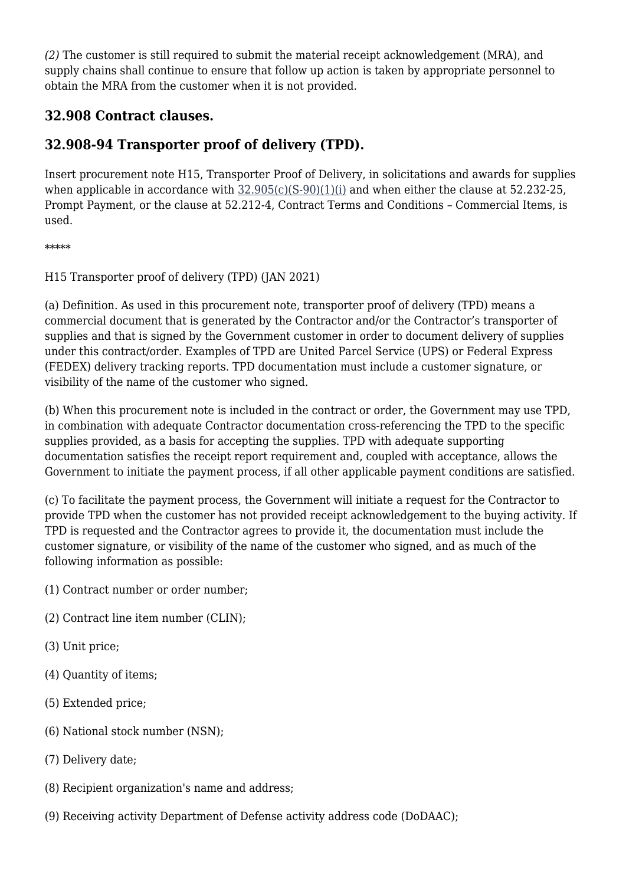*(2)* The customer is still required to submit the material receipt acknowledgement (MRA), and supply chains shall continue to ensure that follow up action is taken by appropriate personnel to obtain the MRA from the customer when it is not provided.

## 32.908 Contract clauses.

## 32.908-94 Transporter proof of delivery (TPD).

Insert procurement note H15, Transporter Proof of Delivery, in solicitations and awards for supplies when applicable in accordance with 32.905(c)(S-90)(1)(i) and when either the clause at 52.232-25, Prompt Payment, or the clause at 52.212-4, Contract Terms and Conditions – Commercial Items, is used.

*****

H15 Transporter proof of delivery (TPD) (JAN 2021)

(a) Definition. As used in this procurement note, transporter proof of delivery (TPD) means a commercial document that is generated by the Contractor and/or the Contractor’s transporter of supplies and that is signed by the Government customer in order to document delivery of supplies under this contract/order. Examples of TPD are United Parcel Service (UPS) or Federal Express (FEDEX) delivery tracking reports. TPD documentation must include a customer signature, or visibility of the name of the customer who signed.

(b) When this procurement note is included in the contract or order, the Government may use TPD, in combination with adequate Contractor documentation cross-referencing the TPD to the specific supplies provided, as a basis for accepting the supplies. TPD with adequate supporting documentation satisfies the receipt report requirement and, coupled with acceptance, allows the Government to initiate the payment process, if all other applicable payment conditions are satisfied.

(c) To facilitate the payment process, the Government will initiate a request for the Contractor to provide TPD when the customer has not provided receipt acknowledgement to the buying activity. If TPD is requested and the Contractor agrees to provide it, the documentation must include the customer signature, or visibility of the name of the customer who signed, and as much of the following information as possible:

(1) Contract number or order number;

(2) Contract line item number (CLIN);

(3) Unit price;

(4) Quantity of items;

(5) Extended price;

(6) National stock number (NSN);

(7) Delivery date;

(8) Recipient organization's name and address;

(9) Receiving activity Department of Defense activity address code (DoDAAC);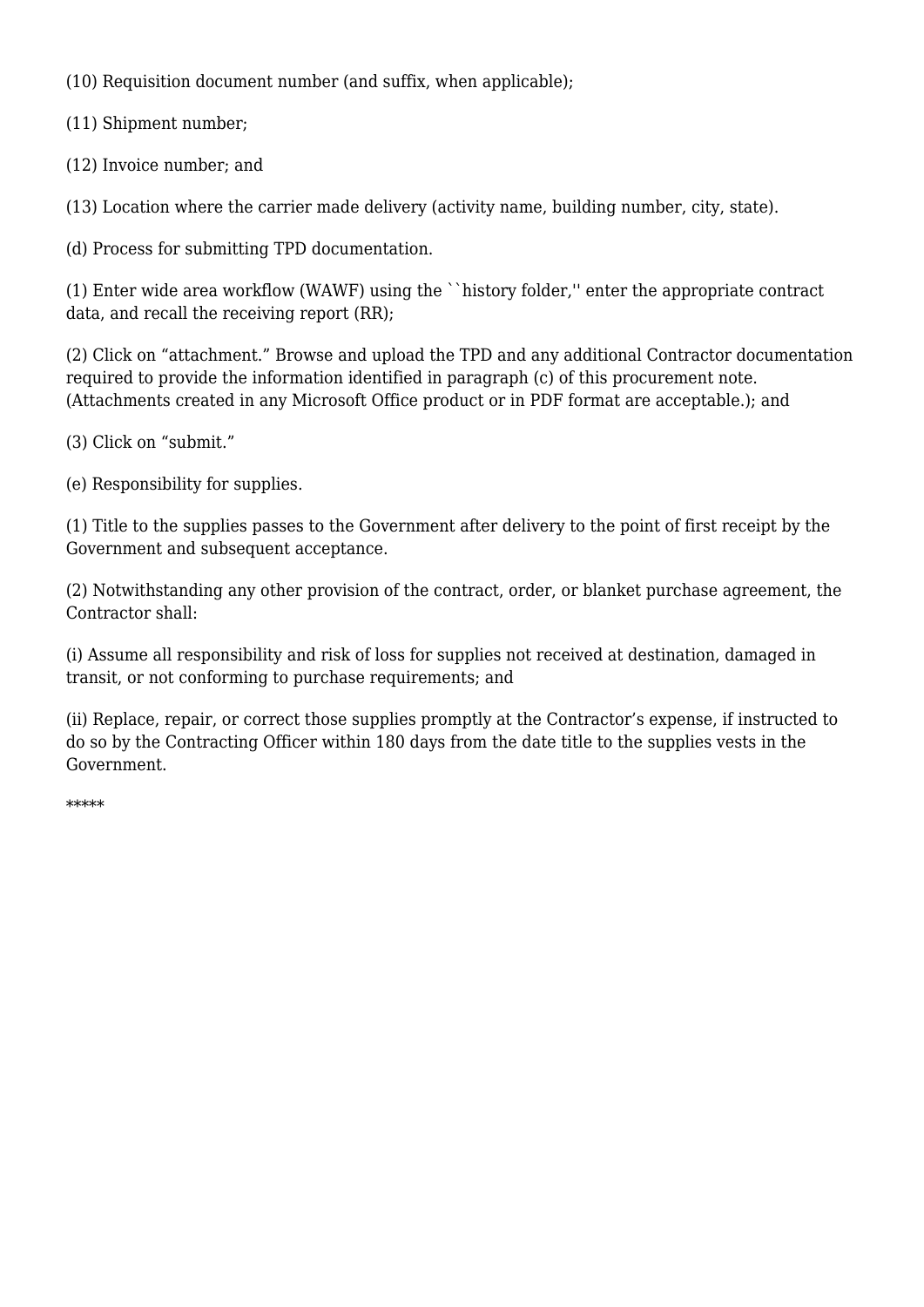(10) Requisition document number (and suffix, when applicable);

(11) Shipment number;

(12) Invoice number; and

(13) Location where the carrier made delivery (activity name, building number, city, state).

(d) Process for submitting TPD documentation.

(1) Enter wide area workflow (WAWF) using the ``history folder,'' enter the appropriate contract data, and recall the receiving report (RR);

(2) Click on “attachment.” Browse and upload the TPD and any additional Contractor documentation required to provide the information identified in paragraph (c) of this procurement note. (Attachments created in any Microsoft Office product or in PDF format are acceptable.); and

(3) Click on “submit.”

(e) Responsibility for supplies.

(1) Title to the supplies passes to the Government after delivery to the point of first receipt by the Government and subsequent acceptance.

(2) Notwithstanding any other provision of the contract, order, or blanket purchase agreement, the Contractor shall:

(i) Assume all responsibility and risk of loss for supplies not received at destination, damaged in transit, or not conforming to purchase requirements; and

(ii) Replace, repair, or correct those supplies promptly at the Contractor’s expense, if instructed to do so by the Contracting Officer within 180 days from the date title to the supplies vests in the Government.

*****